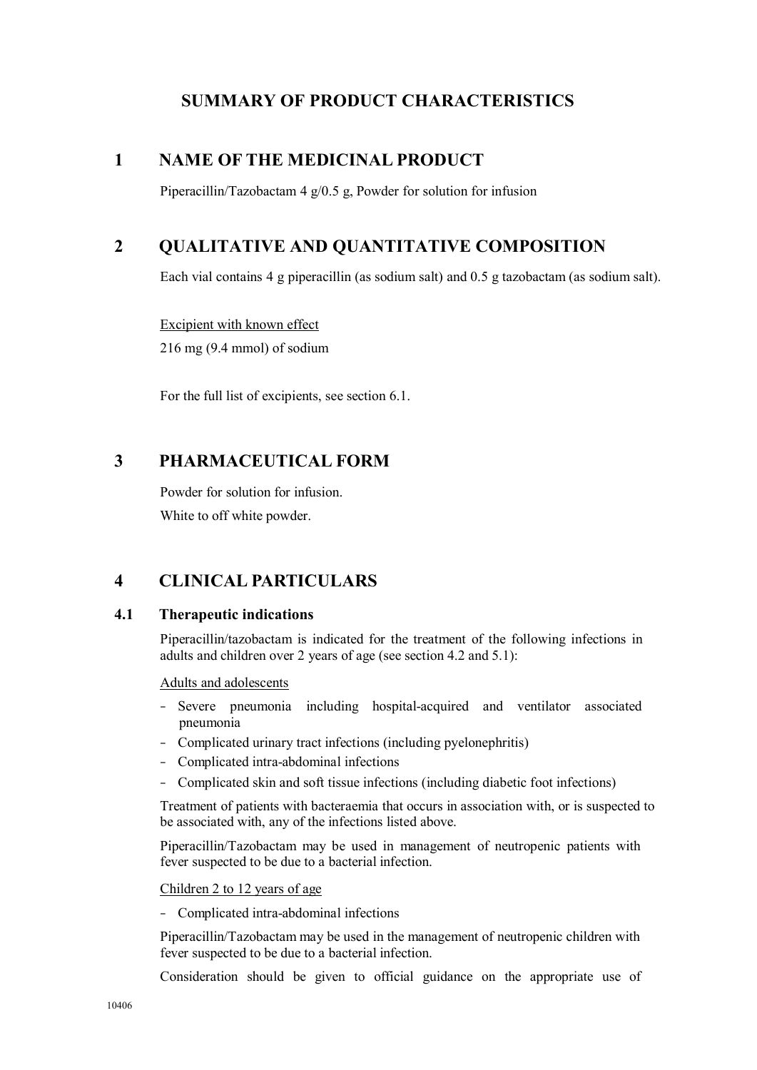# SUMMARY OF PRODUCT CHARACTERISTICS

## 1 NAME OF THE MEDICINAL PRODUCT

Piperacillin/Tazobactam 4 g/0.5 g, Powder for solution for infusion

## 2 QUALITATIVE AND QUANTITATIVE COMPOSITION

Each vial contains 4 g piperacillin (as sodium salt) and 0.5 g tazobactam (as sodium salt).

Excipient with known effect

216 mg (9.4 mmol) of sodium

For the full list of excipients, see section 6.1.

## 3 PHARMACEUTICAL FORM

Powder for solution for infusion.

White to off white powder.

## 4 CLINICAL PARTICULARS

### 4.1 Therapeutic indications

Piperacillin/tazobactam is indicated for the treatment of the following infections in adults and children over 2 years of age (see section 4.2 and 5.1):

Adults and adolescents

- Severe pneumonia including hospital-acquired and ventilator associated pneumonia
- Complicated urinary tract infections (including pyelonephritis)
- Complicated intra-abdominal infections
- Complicated skin and soft tissue infections (including diabetic foot infections)

Treatment of patients with bacteraemia that occurs in association with, or is suspected to be associated with, any of the infections listed above.

Piperacillin/Tazobactam may be used in management of neutropenic patients with fever suspected to be due to a bacterial infection.

Children 2 to 12 years of age

- Complicated intra-abdominal infections

Piperacillin/Tazobactam may be used in the management of neutropenic children with fever suspected to be due to a bacterial infection.

Consideration should be given to official guidance on the appropriate use of

10406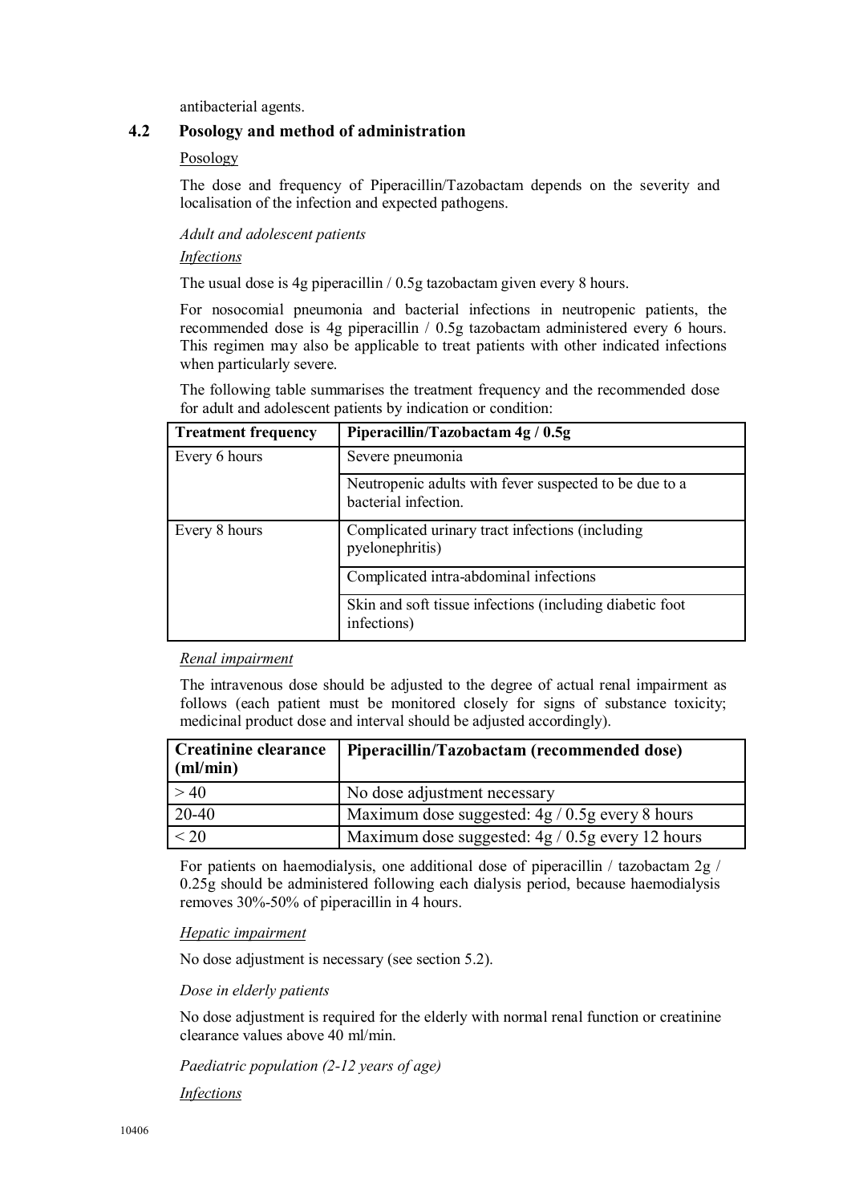antibacterial agents.

## 4.2 Posology and method of administration

Posology

The dose and frequency of Piperacillin/Tazobactam depends on the severity and localisation of the infection and expected pathogens.

*Adult and adolescent patients*

*Infections*

The usual dose is 4g piperacillin / 0.5g tazobactam given every 8 hours.

For nosocomial pneumonia and bacterial infections in neutropenic patients, the recommended dose is 4g piperacillin / 0.5g tazobactam administered every 6 hours. This regimen may also be applicable to treat patients with other indicated infections when particularly severe.

The following table summarises the treatment frequency and the recommended dose for adult and adolescent patients by indication or condition:

| Treatment frequency | Piperacillin/Tazobactam 4g / 0.5g |
|---|---|
| Every 6 hours | Severe pneumonia |
| | Neutropenic adults with fever suspected to be due to a bacterial infection. |
| Every 8 hours | Complicated urinary tract infections (including pyelonephritis) |
| | Complicated intra-abdominal infections |
| | Skin and soft tissue infections (including diabetic foot infections) |

*Renal impairment*

The intravenous dose should be adjusted to the degree of actual renal impairment as follows (each patient must be monitored closely for signs of substance toxicity; medicinal product dose and interval should be adjusted accordingly).

| Creatinine clearance (ml/min) | Piperacillin/Tazobactam (recommended dose) |
|---|---|
| > 40 | No dose adjustment necessary |
| 20-40 | Maximum dose suggested: 4g / 0.5g every 8 hours |
| < 20 | Maximum dose suggested: 4g / 0.5g every 12 hours |

For patients on haemodialysis, one additional dose of piperacillin / tazobactam 2g / 0.25g should be administered following each dialysis period, because haemodialysis removes 30%-50% of piperacillin in 4 hours.

*Hepatic impairment*

No dose adjustment is necessary (see section 5.2).

*Dose in elderly patients*

No dose adjustment is required for the elderly with normal renal function or creatinine clearance values above 40 ml/min.

*Paediatric population (2-12 years of age)*

*Infections*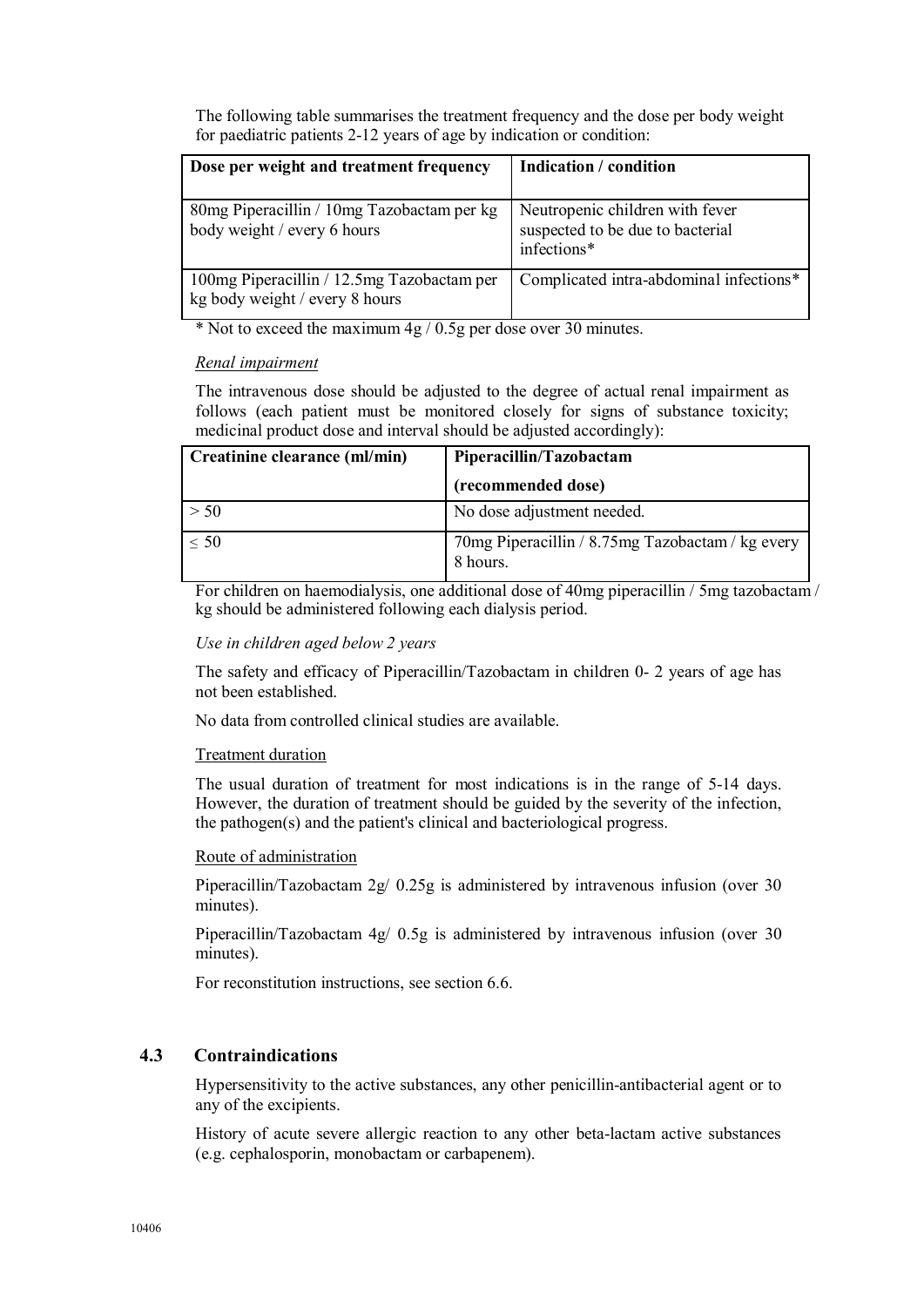The following table summarises the treatment frequency and the dose per body weight for paediatric patients 2-12 years of age by indication or condition:

| Dose per weight and treatment frequency | Indication / condition |
|---|---|
| 80mg Piperacillin / 10mg Tazobactam per kg body weight / every 6 hours | Neutropenic children with fever suspected to be due to bacterial infections* |
| 100mg Piperacillin / 12.5mg Tazobactam per kg body weight / every 8 hours | Complicated intra-abdominal infections* |

* Not to exceed the maximum 4g / 0.5g per dose over 30 minutes.

*Renal impairment*

The intravenous dose should be adjusted to the degree of actual renal impairment as follows (each patient must be monitored closely for signs of substance toxicity; medicinal product dose and interval should be adjusted accordingly):

| Creatinine clearance (ml/min) | Piperacillin/Tazobactam (recommended dose) |
|---|---|
| > 50 | No dose adjustment needed. |
| ≤ 50 | 70mg Piperacillin / 8.75mg Tazobactam / kg every 8 hours. |

For children on haemodialysis, one additional dose of 40mg piperacillin / 5mg tazobactam / kg should be administered following each dialysis period.

*Use in children aged below 2 years*

The safety and efficacy of Piperacillin/Tazobactam in children 0- 2 years of age has not been established.

No data from controlled clinical studies are available.

Treatment duration

The usual duration of treatment for most indications is in the range of 5-14 days. However, the duration of treatment should be guided by the severity of the infection, the pathogen(s) and the patient's clinical and bacteriological progress.

Route of administration

Piperacillin/Tazobactam 2g/ 0.25g is administered by intravenous infusion (over 30 minutes).

Piperacillin/Tazobactam 4g/ 0.5g is administered by intravenous infusion (over 30 minutes).

For reconstitution instructions, see section 6.6.

## 4.3 Contraindications

Hypersensitivity to the active substances, any other penicillin-antibacterial agent or to any of the excipients.

History of acute severe allergic reaction to any other beta-lactam active substances (e.g. cephalosporin, monobactam or carbapenem).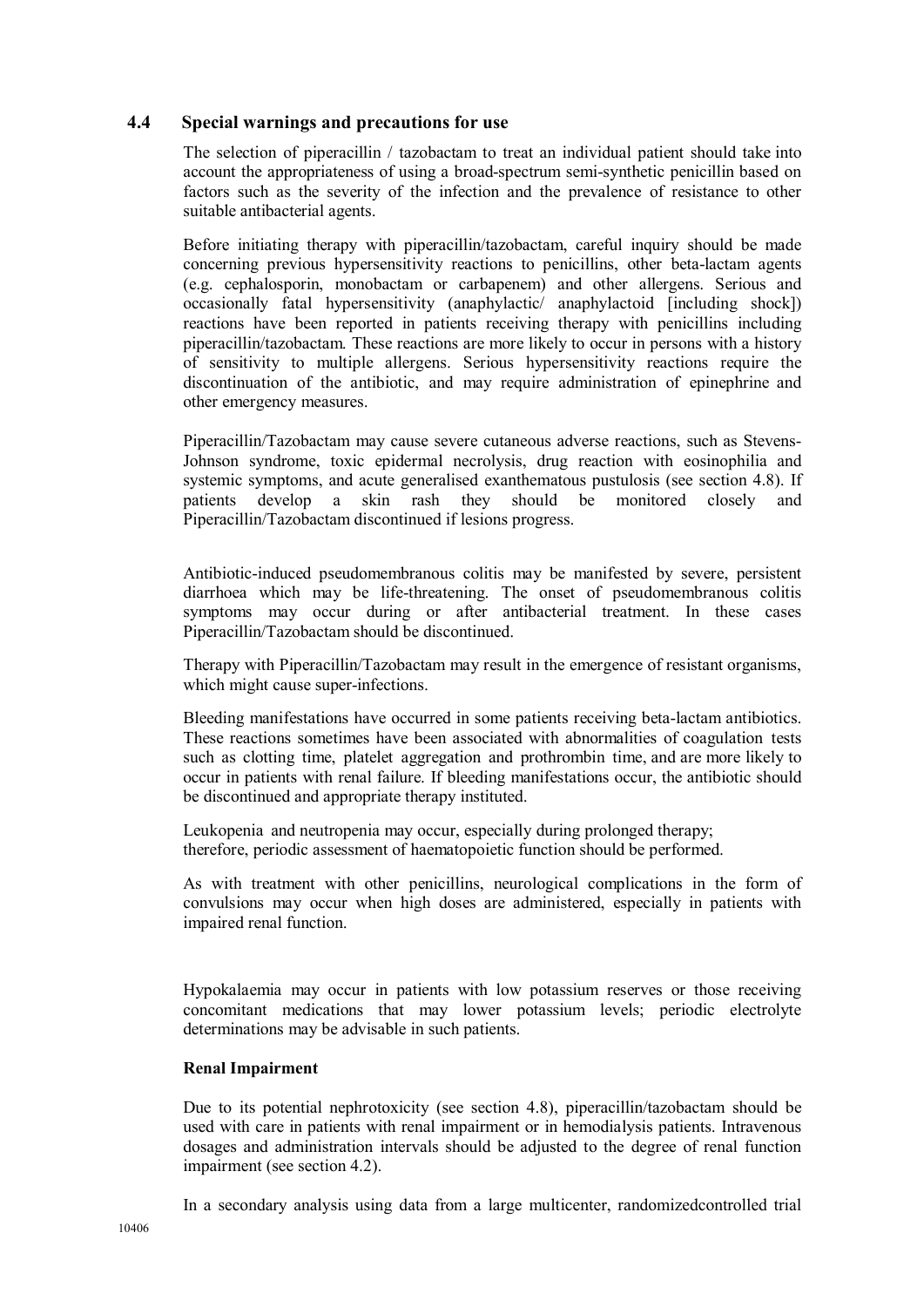## 4.4 Special warnings and precautions for use

The selection of piperacillin / tazobactam to treat an individual patient should take into account the appropriateness of using a broad-spectrum semi-synthetic penicillin based on factors such as the severity of the infection and the prevalence of resistance to other suitable antibacterial agents.

Before initiating therapy with piperacillin/tazobactam, careful inquiry should be made concerning previous hypersensitivity reactions to penicillins, other beta-lactam agents (e.g. cephalosporin, monobactam or carbapenem) and other allergens. Serious and occasionally fatal hypersensitivity (anaphylactic/ anaphylactoid [including shock]) reactions have been reported in patients receiving therapy with penicillins including piperacillin/tazobactam. These reactions are more likely to occur in persons with a history of sensitivity to multiple allergens. Serious hypersensitivity reactions require the discontinuation of the antibiotic, and may require administration of epinephrine and other emergency measures.

Piperacillin/Tazobactam may cause severe cutaneous adverse reactions, such as Stevens-Johnson syndrome, toxic epidermal necrolysis, drug reaction with eosinophilia and systemic symptoms, and acute generalised exanthematous pustulosis (see section 4.8). If patients develop a skin rash they should be monitored closely and Piperacillin/Tazobactam discontinued if lesions progress.

Antibiotic-induced pseudomembranous colitis may be manifested by severe, persistent diarrhoea which may be life-threatening. The onset of pseudomembranous colitis symptoms may occur during or after antibacterial treatment. In these cases Piperacillin/Tazobactam should be discontinued.

Therapy with Piperacillin/Tazobactam may result in the emergence of resistant organisms, which might cause super-infections.

Bleeding manifestations have occurred in some patients receiving beta-lactam antibiotics. These reactions sometimes have been associated with abnormalities of coagulation tests such as clotting time, platelet aggregation and prothrombin time, and are more likely to occur in patients with renal failure. If bleeding manifestations occur, the antibiotic should be discontinued and appropriate therapy instituted.

Leukopenia and neutropenia may occur, especially during prolonged therapy; therefore, periodic assessment of haematopoietic function should be performed.

As with treatment with other penicillins, neurological complications in the form of convulsions may occur when high doses are administered, especially in patients with impaired renal function.

Hypokalaemia may occur in patients with low potassium reserves or those receiving concomitant medications that may lower potassium levels; periodic electrolyte determinations may be advisable in such patients.

**Renal Impairment**

Due to its potential nephrotoxicity (see section 4.8), piperacillin/tazobactam should be used with care in patients with renal impairment or in hemodialysis patients. Intravenous dosages and administration intervals should be adjusted to the degree of renal function impairment (see section 4.2).

In a secondary analysis using data from a large multicenter, randomizedcontrolled trial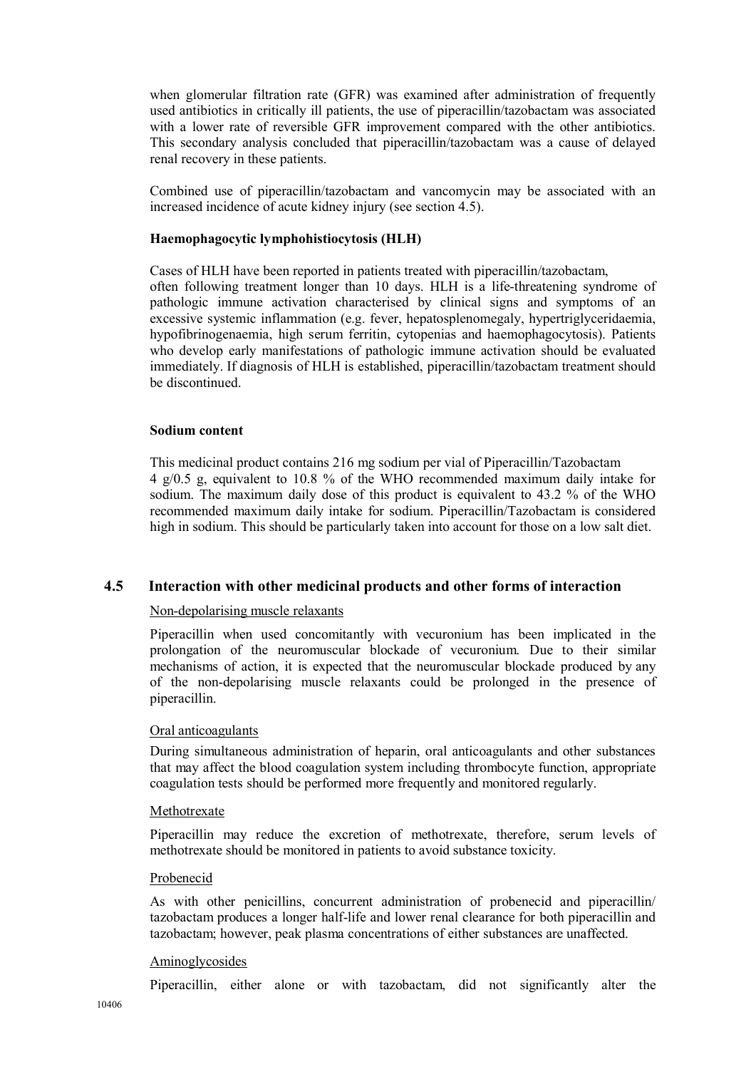when glomerular filtration rate (GFR) was examined after administration of frequently used antibiotics in critically ill patients, the use of piperacillin/tazobactam was associated with a lower rate of reversible GFR improvement compared with the other antibiotics. This secondary analysis concluded that piperacillin/tazobactam was a cause of delayed renal recovery in these patients.

Combined use of piperacillin/tazobactam and vancomycin may be associated with an increased incidence of acute kidney injury (see section 4.5).

**Haemophagocytic lymphohistiocytosis (HLH)**

Cases of HLH have been reported in patients treated with piperacillin/tazobactam, often following treatment longer than 10 days. HLH is a life-threatening syndrome of pathologic immune activation characterised by clinical signs and symptoms of an excessive systemic inflammation (e.g. fever, hepatosplenomegaly, hypertriglyceridaemia, hypofibrinogenaemia, high serum ferritin, cytopenias and haemophagocytosis). Patients who develop early manifestations of pathologic immune activation should be evaluated immediately. If diagnosis of HLH is established, piperacillin/tazobactam treatment should be discontinued.

**Sodium content**

This medicinal product contains 216 mg sodium per vial of Piperacillin/Tazobactam 4 g/0.5 g, equivalent to 10.8 % of the WHO recommended maximum daily intake for sodium. The maximum daily dose of this product is equivalent to 43.2 % of the WHO recommended maximum daily intake for sodium. Piperacillin/Tazobactam is considered high in sodium. This should be particularly taken into account for those on a low salt diet.

## 4.5 Interaction with other medicinal products and other forms of interaction

Non-depolarising muscle relaxants

Piperacillin when used concomitantly with vecuronium has been implicated in the prolongation of the neuromuscular blockade of vecuronium. Due to their similar mechanisms of action, it is expected that the neuromuscular blockade produced by any of the non-depolarising muscle relaxants could be prolonged in the presence of piperacillin.

Oral anticoagulants

During simultaneous administration of heparin, oral anticoagulants and other substances that may affect the blood coagulation system including thrombocyte function, appropriate coagulation tests should be performed more frequently and monitored regularly.

Methotrexate

Piperacillin may reduce the excretion of methotrexate, therefore, serum levels of methotrexate should be monitored in patients to avoid substance toxicity.

Probenecid

As with other penicillins, concurrent administration of probenecid and piperacillin/ tazobactam produces a longer half-life and lower renal clearance for both piperacillin and tazobactam; however, peak plasma concentrations of either substances are unaffected.

Aminoglycosides

Piperacillin, either alone or with tazobactam, did not significantly alter the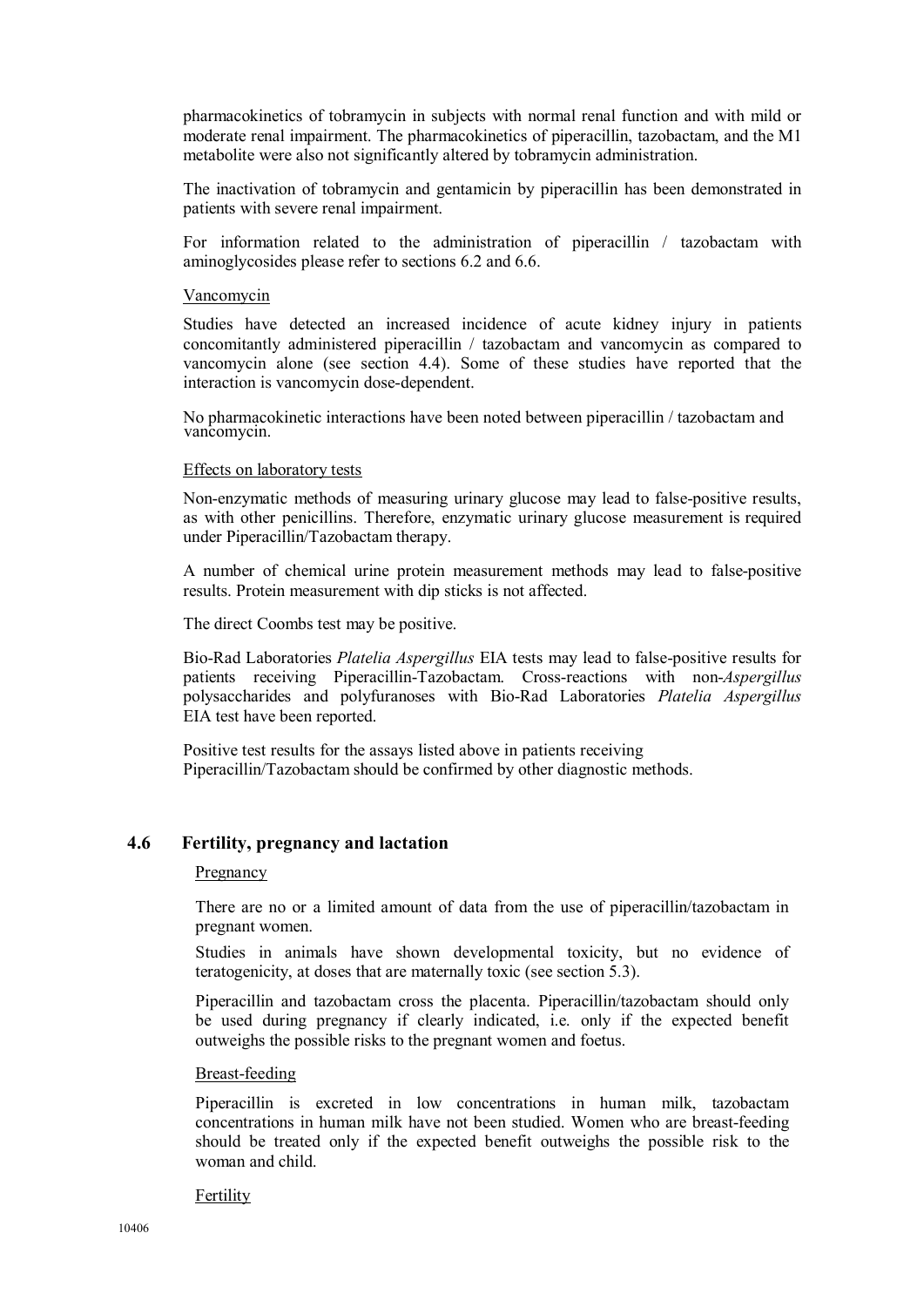pharmacokinetics of tobramycin in subjects with normal renal function and with mild or moderate renal impairment. The pharmacokinetics of piperacillin, tazobactam, and the M1 metabolite were also not significantly altered by tobramycin administration.

The inactivation of tobramycin and gentamicin by piperacillin has been demonstrated in patients with severe renal impairment.

For information related to the administration of piperacillin / tazobactam with aminoglycosides please refer to sections 6.2 and 6.6.

Vancomycin

Studies have detected an increased incidence of acute kidney injury in patients concomitantly administered piperacillin / tazobactam and vancomycin as compared to vancomycin alone (see section 4.4). Some of these studies have reported that the interaction is vancomycin dose-dependent.

No pharmacokinetic interactions have been noted between piperacillin / tazobactam and vancomycin.

Effects on laboratory tests

Non-enzymatic methods of measuring urinary glucose may lead to false-positive results, as with other penicillins. Therefore, enzymatic urinary glucose measurement is required under Piperacillin/Tazobactam therapy.

A number of chemical urine protein measurement methods may lead to false-positive results. Protein measurement with dip sticks is not affected.

The direct Coombs test may be positive.

Bio-Rad Laboratories *Platelia Aspergillus* EIA tests may lead to false-positive results for patients receiving Piperacillin-Tazobactam. Cross-reactions with non-*Aspergillus* polysaccharides and polyfuranoses with Bio-Rad Laboratories *Platelia Aspergillus* EIA test have been reported.

Positive test results for the assays listed above in patients receiving Piperacillin/Tazobactam should be confirmed by other diagnostic methods.

## 4.6 Fertility, pregnancy and lactation

Pregnancy

There are no or a limited amount of data from the use of piperacillin/tazobactam in pregnant women.

Studies in animals have shown developmental toxicity, but no evidence of teratogenicity, at doses that are maternally toxic (see section 5.3).

Piperacillin and tazobactam cross the placenta. Piperacillin/tazobactam should only be used during pregnancy if clearly indicated, i.e. only if the expected benefit outweighs the possible risks to the pregnant women and foetus.

Breast-feeding

Piperacillin is excreted in low concentrations in human milk, tazobactam concentrations in human milk have not been studied. Women who are breast-feeding should be treated only if the expected benefit outweighs the possible risk to the woman and child.

Fertility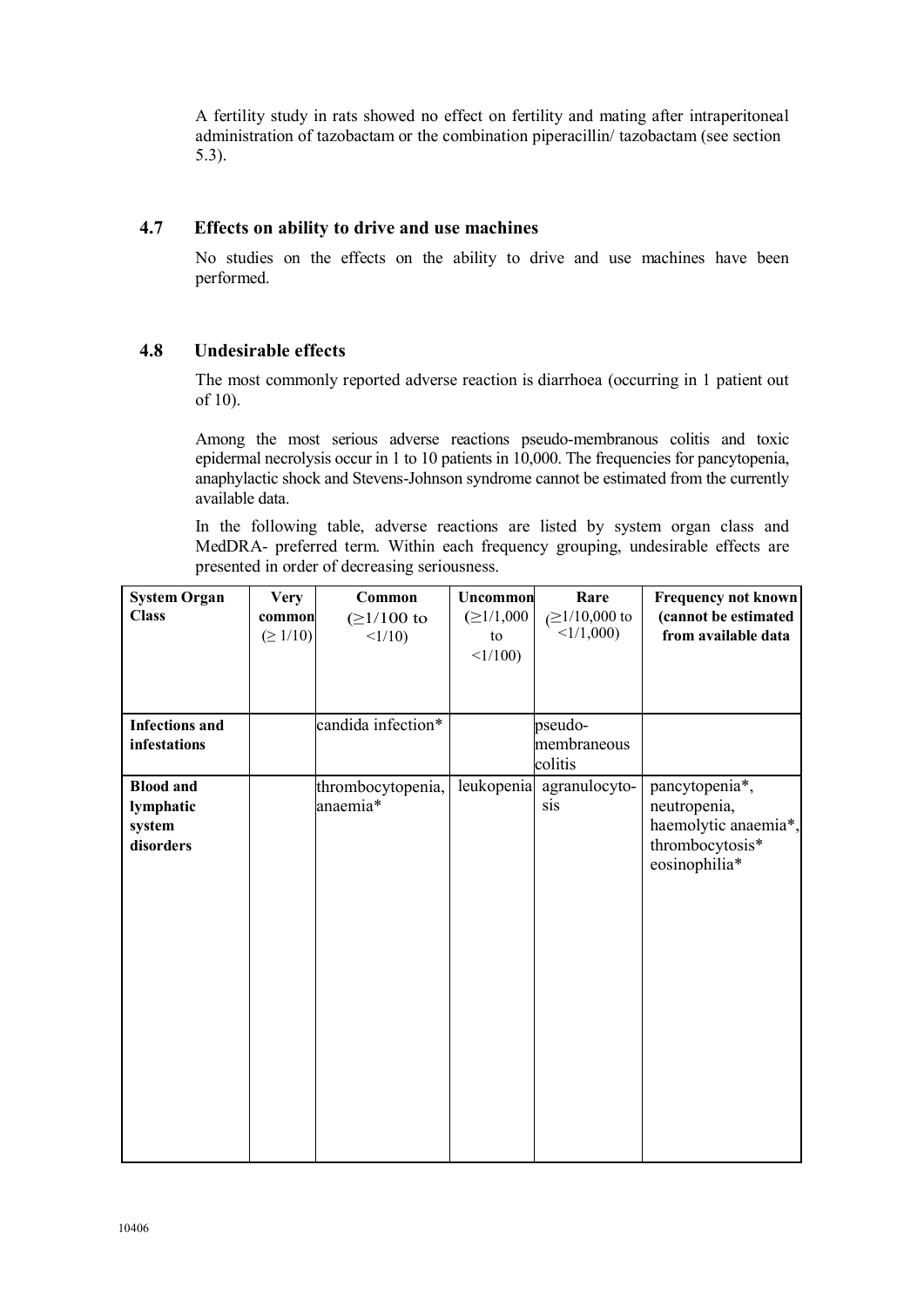A fertility study in rats showed no effect on fertility and mating after intraperitoneal administration of tazobactam or the combination piperacillin/ tazobactam (see section 5.3).

## 4.7 Effects on ability to drive and use machines

No studies on the effects on the ability to drive and use machines have been performed.

## 4.8 Undesirable effects

The most commonly reported adverse reaction is diarrhoea (occurring in 1 patient out of 10).

Among the most serious adverse reactions pseudo-membranous colitis and toxic epidermal necrolysis occur in 1 to 10 patients in 10,000. The frequencies for pancytopenia, anaphylactic shock and Stevens-Johnson syndrome cannot be estimated from the currently available data.

In the following table, adverse reactions are listed by system organ class and MedDRA- preferred term. Within each frequency grouping, undesirable effects are presented in order of decreasing seriousness.

| System Organ Class | Very common (≥ 1/10) | Common (≥1/100 to <1/10) | Uncommon (≥1/1,000 to <1/100) | Rare (≥1/10,000 to <1/1,000) | Frequency not known (cannot be estimated from available data |
|---|---|---|---|---|---|
| **Infections and infestations** | | candida infection* | | pseudo-membraneous colitis | |
| **Blood and lymphatic system disorders** | | thrombocytopenia, anaemia* | leukopenia | agranulocytosis | pancytopenia*, neutropenia, haemolytic anaemia*, thrombocytosis* eosinophilia* |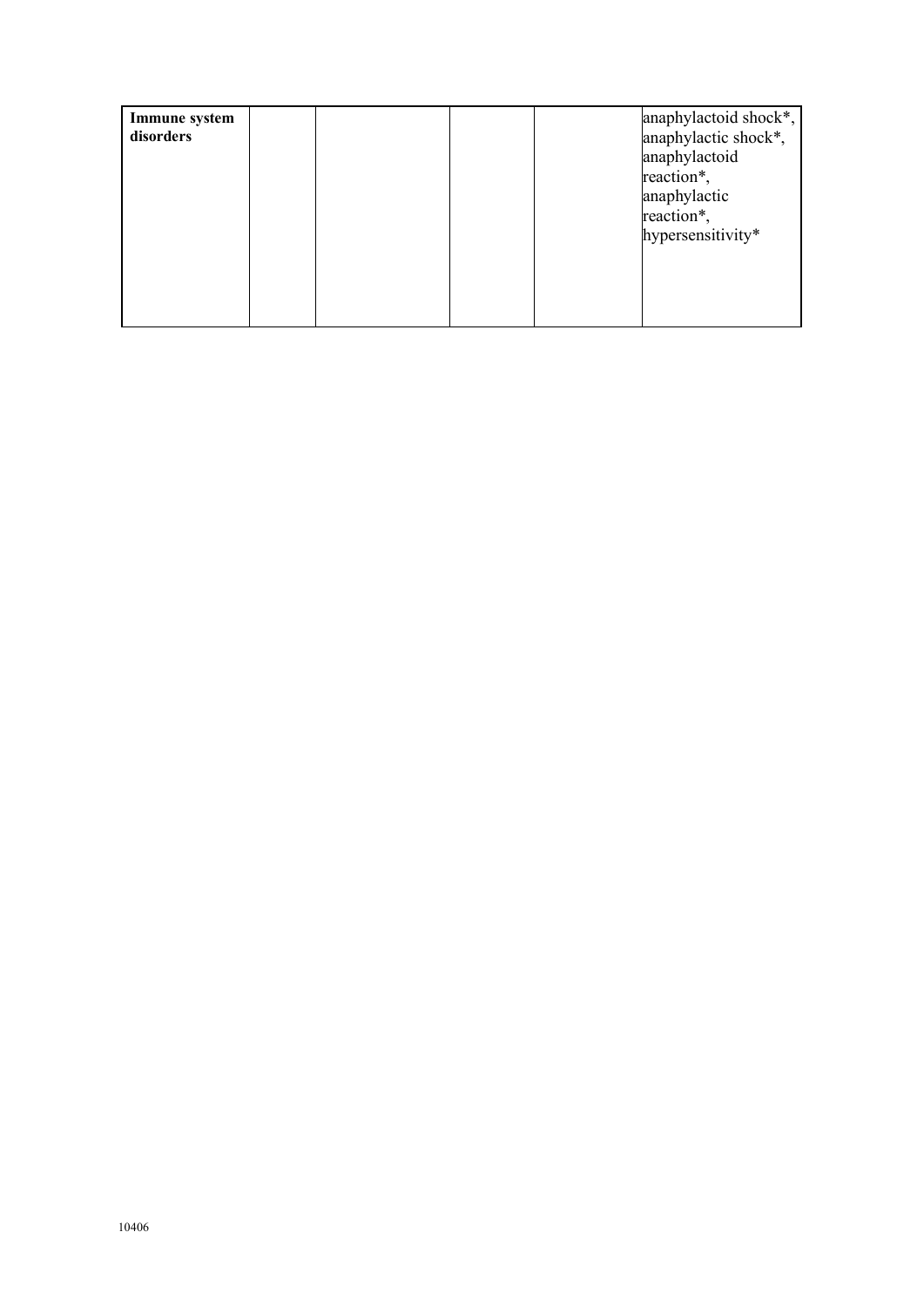| | | | | | |
|---|---|---|---|---|---|
| **Immune system disorders** | | | | | anaphylactoid shock*, anaphylactic shock*, anaphylactoid reaction*, anaphylactic reaction*, hypersensitivity* |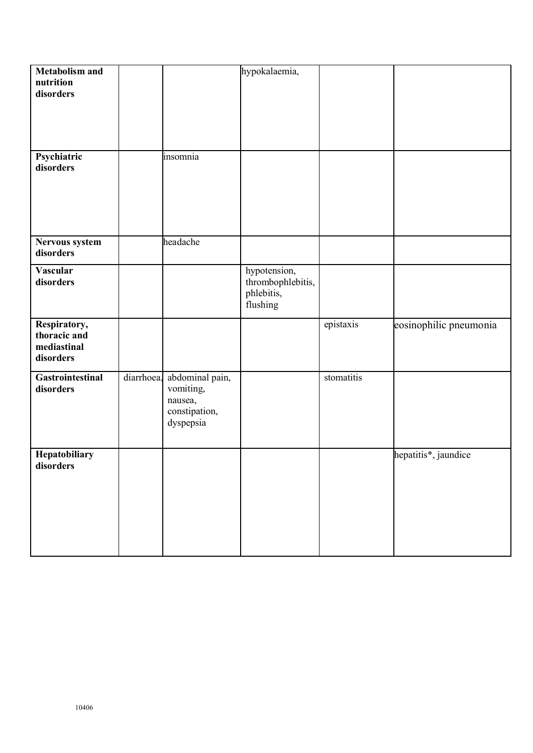| | | | | | |
|---|---|---|---|---|---|
| **Metabolism and nutrition disorders** | | | hypokalaemia, | | |
| **Psychiatric disorders** | | insomnia | | | |
| **Nervous system disorders** | | headache | | | |
| **Vascular disorders** | | | hypotension, thrombophlebitis, phlebitis, flushing | | |
| **Respiratory, thoracic and mediastinal disorders** | | | | epistaxis | eosinophilic pneumonia |
| **Gastrointestinal disorders** | diarrhoea, | abdominal pain, vomiting, nausea, constipation, dyspepsia | | stomatitis | |
| **Hepatobiliary disorders** | | | | | hepatitis*, jaundice |

10406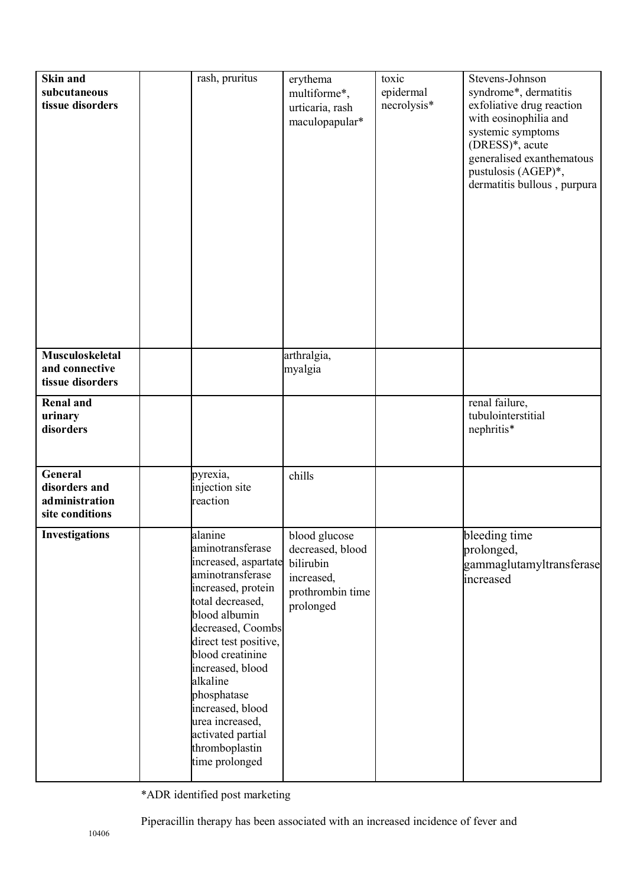| | | | | | |
|---|---|---|---|---|---|
| **Skin and subcutaneous tissue disorders** | | rash, pruritus | erythema multiforme*, urticaria, rash maculopapular* | toxic epidermal necrolysis* | Stevens-Johnson syndrome*, dermatitis exfoliative drug reaction with eosinophilia and systemic symptoms (DRESS)*, acute generalised exanthematous pustulosis (AGEP)*, dermatitis bullous , purpura |
| **Musculoskeletal and connective tissue disorders** | | | arthralgia, myalgia | | |
| **Renal and urinary disorders** | | | | | renal failure, tubulointerstitial nephritis* |
| **General disorders and administration site conditions** | | pyrexia, injection site reaction | chills | | |
| **Investigations** | | alanine aminotransferase increased, aspartate aminotransferase increased, protein total decreased, blood albumin decreased, Coombs direct test positive, blood creatinine increased, blood alkaline phosphatase increased, blood urea increased, activated partial thromboplastin time prolonged | blood glucose decreased, blood bilirubin increased, prothrombin time prolonged | | bleeding time prolonged, gammaglutamyltransferase increased |

*ADR identified post marketing

Piperacillin therapy has been associated with an increased incidence of fever and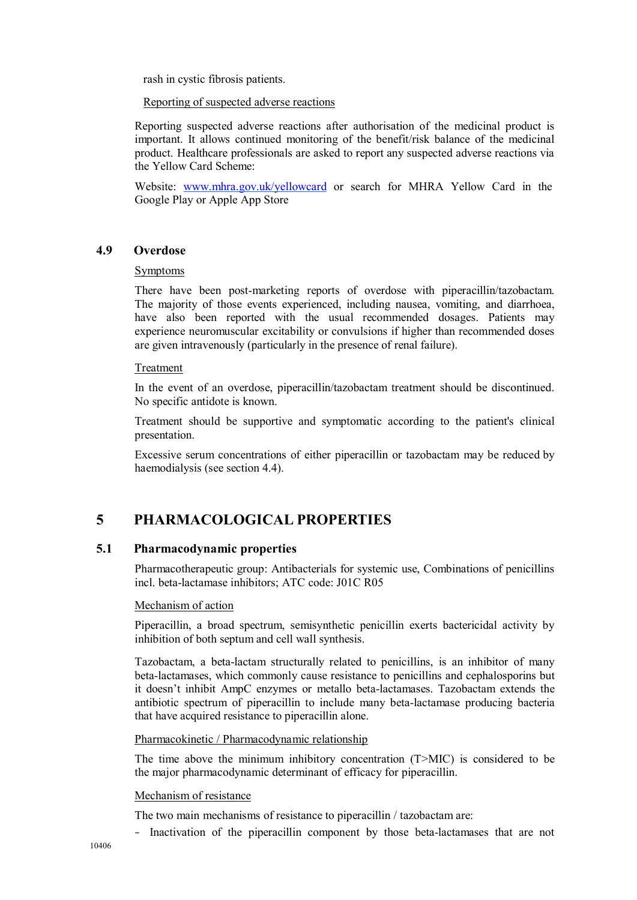rash in cystic fibrosis patients.

Reporting of suspected adverse reactions

Reporting suspected adverse reactions after authorisation of the medicinal product is important. It allows continued monitoring of the benefit/risk balance of the medicinal product. Healthcare professionals are asked to report any suspected adverse reactions via the Yellow Card Scheme:

Website: [www.mhra.gov.uk/yellowcard](www.mhra.gov.uk/yellowcard) or search for MHRA Yellow Card in the Google Play or Apple App Store

### 4.9 Overdose

Symptoms

There have been post-marketing reports of overdose with piperacillin/tazobactam. The majority of those events experienced, including nausea, vomiting, and diarrhoea, have also been reported with the usual recommended dosages. Patients may experience neuromuscular excitability or convulsions if higher than recommended doses are given intravenously (particularly in the presence of renal failure).

Treatment

In the event of an overdose, piperacillin/tazobactam treatment should be discontinued. No specific antidote is known.

Treatment should be supportive and symptomatic according to the patient's clinical presentation.

Excessive serum concentrations of either piperacillin or tazobactam may be reduced by haemodialysis (see section 4.4).

## 5 PHARMACOLOGICAL PROPERTIES

### 5.1 Pharmacodynamic properties

Pharmacotherapeutic group: Antibacterials for systemic use, Combinations of penicillins incl. beta-lactamase inhibitors; ATC code: J01C R05

Mechanism of action

Piperacillin, a broad spectrum, semisynthetic penicillin exerts bactericidal activity by inhibition of both septum and cell wall synthesis.

Tazobactam, a beta-lactam structurally related to penicillins, is an inhibitor of many beta-lactamases, which commonly cause resistance to penicillins and cephalosporins but it doesn't inhibit AmpC enzymes or metallo beta-lactamases. Tazobactam extends the antibiotic spectrum of piperacillin to include many beta-lactamase producing bacteria that have acquired resistance to piperacillin alone.

Pharmacokinetic / Pharmacodynamic relationship

The time above the minimum inhibitory concentration (T>MIC) is considered to be the major pharmacodynamic determinant of efficacy for piperacillin.

Mechanism of resistance

The two main mechanisms of resistance to piperacillin / tazobactam are:

- Inactivation of the piperacillin component by those beta-lactamases that are not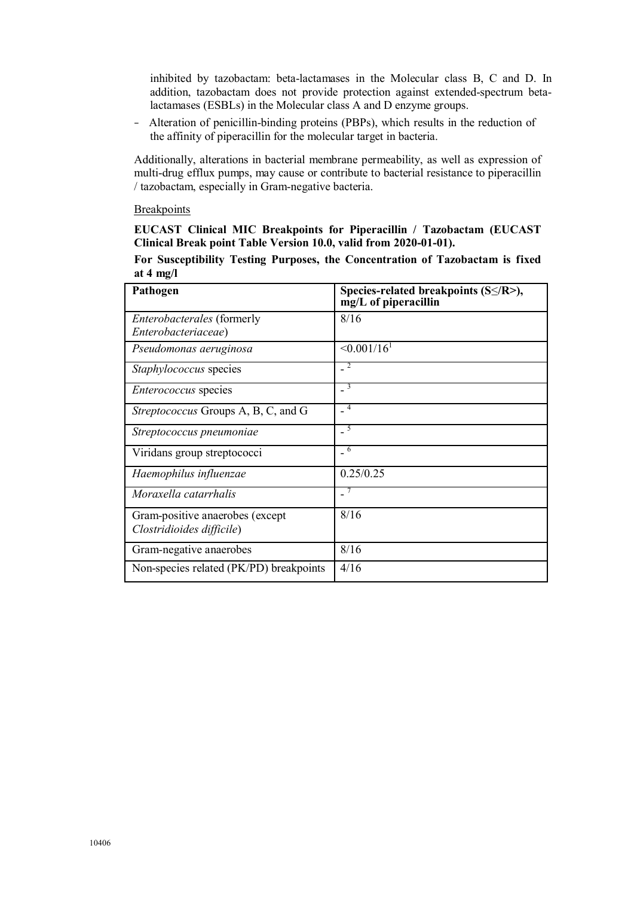inhibited by tazobactam: beta-lactamases in the Molecular class B, C and D. In addition, tazobactam does not provide protection against extended-spectrum beta-lactamases (ESBLs) in the Molecular class A and D enzyme groups.

- Alteration of penicillin-binding proteins (PBPs), which results in the reduction of the affinity of piperacillin for the molecular target in bacteria.

Additionally, alterations in bacterial membrane permeability, as well as expression of multi-drug efflux pumps, may cause or contribute to bacterial resistance to piperacillin / tazobactam, especially in Gram-negative bacteria.

Breakpoints

**EUCAST Clinical MIC Breakpoints for Piperacillin / Tazobactam (EUCAST Clinical Break point Table Version 10.0, valid from 2020-01-01).**

**For Susceptibility Testing Purposes, the Concentration of Tazobactam is fixed at 4 mg/l**

| Pathogen | Species-related breakpoints (S≤/R>), mg/L of piperacillin |
|---|---|
| *Enterobacterales* (formerly *Enterobacteriaceae*) | 8/16 |
| *Pseudomonas aeruginosa* | <0.001/16[1] |
| *Staphylococcus* species | -[2] |
| *Enterococcus* species | -[3] |
| *Streptococcus* Groups A, B, C, and G | -[4] |
| *Streptococcus pneumoniae* | -[5] |
| Viridans group streptococci | -[6] |
| *Haemophilus influenzae* | 0.25/0.25 |
| *Moraxella catarrhalis* | -[7] |
| Gram-positive anaerobes (except *Clostridioides difficile*) | 8/16 |
| Gram-negative anaerobes | 8/16 |
| Non-species related (PK/PD) breakpoints | 4/16 |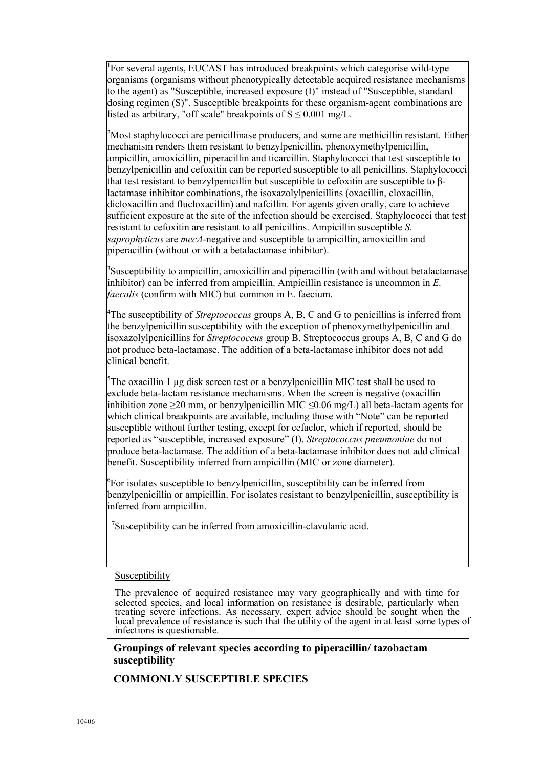[1]For several agents, EUCAST has introduced breakpoints which categorise wild-type organisms (organisms without phenotypically detectable acquired resistance mechanisms to the agent) as "Susceptible, increased exposure (I)" instead of "Susceptible, standard dosing regimen (S)". Susceptible breakpoints for these organism-agent combinations are listed as arbitrary, "off scale" breakpoints of S ≤ 0.001 mg/L.

[2]Most staphylococci are penicillinase producers, and some are methicillin resistant. Either mechanism renders them resistant to benzylpenicillin, phenoxymethylpenicillin, ampicillin, amoxicillin, piperacillin and ticarcillin. Staphylococci that test susceptible to benzylpenicillin and cefoxitin can be reported susceptible to all penicillins. Staphylococci that test resistant to benzylpenicillin but susceptible to cefoxitin are susceptible to β-lactamase inhibitor combinations, the isoxazolylpenicillins (oxacillin, cloxacillin, dicloxacillin and flucloxacillin) and nafcillin. For agents given orally, care to achieve sufficient exposure at the site of the infection should be exercised. Staphylococci that test resistant to cefoxitin are resistant to all penicillins. Ampicillin susceptible *S. saprophyticus* are *mecA*-negative and susceptible to ampicillin, amoxicillin and piperacillin (without or with a betalactamase inhibitor).

[3]Susceptibility to ampicillin, amoxicillin and piperacillin (with and without betalactamase inhibitor) can be inferred from ampicillin. Ampicillin resistance is uncommon in *E. faecalis* (confirm with MIC) but common in E. faecium.

[4]The susceptibility of *Streptococcus* groups A, B, C and G to penicillins is inferred from the benzylpenicillin susceptibility with the exception of phenoxymethylpenicillin and isoxazolylpenicillins for *Streptococcus* group B. Streptococcus groups A, B, C and G do not produce beta-lactamase. The addition of a beta-lactamase inhibitor does not add clinical benefit.

[5]The oxacillin 1 μg disk screen test or a benzylpenicillin MIC test shall be used to exclude beta-lactam resistance mechanisms. When the screen is negative (oxacillin inhibition zone ≥20 mm, or benzylpenicillin MIC ≤0.06 mg/L) all beta-lactam agents for which clinical breakpoints are available, including those with "Note" can be reported susceptible without further testing, except for cefaclor, which if reported, should be reported as "susceptible, increased exposure" (I). *Streptococcus pneumoniae* do not produce beta-lactamase. The addition of a beta-lactamase inhibitor does not add clinical benefit. Susceptibility inferred from ampicillin (MIC or zone diameter).

[6]For isolates susceptible to benzylpenicillin, susceptibility can be inferred from benzylpenicillin or ampicillin. For isolates resistant to benzylpenicillin, susceptibility is inferred from ampicillin.

[7]Susceptibility can be inferred from amoxicillin-clavulanic acid.

Susceptibility

The prevalence of acquired resistance may vary geographically and with time for selected species, and local information on resistance is desirable, particularly when treating severe infections. As necessary, expert advice should be sought when the local prevalence of resistance is such that the utility of the agent in at least some types of infections is questionable.

| **Groupings of relevant species according to piperacillin/ tazobactam susceptibility** |
|---|
| **COMMONLY SUSCEPTIBLE SPECIES** |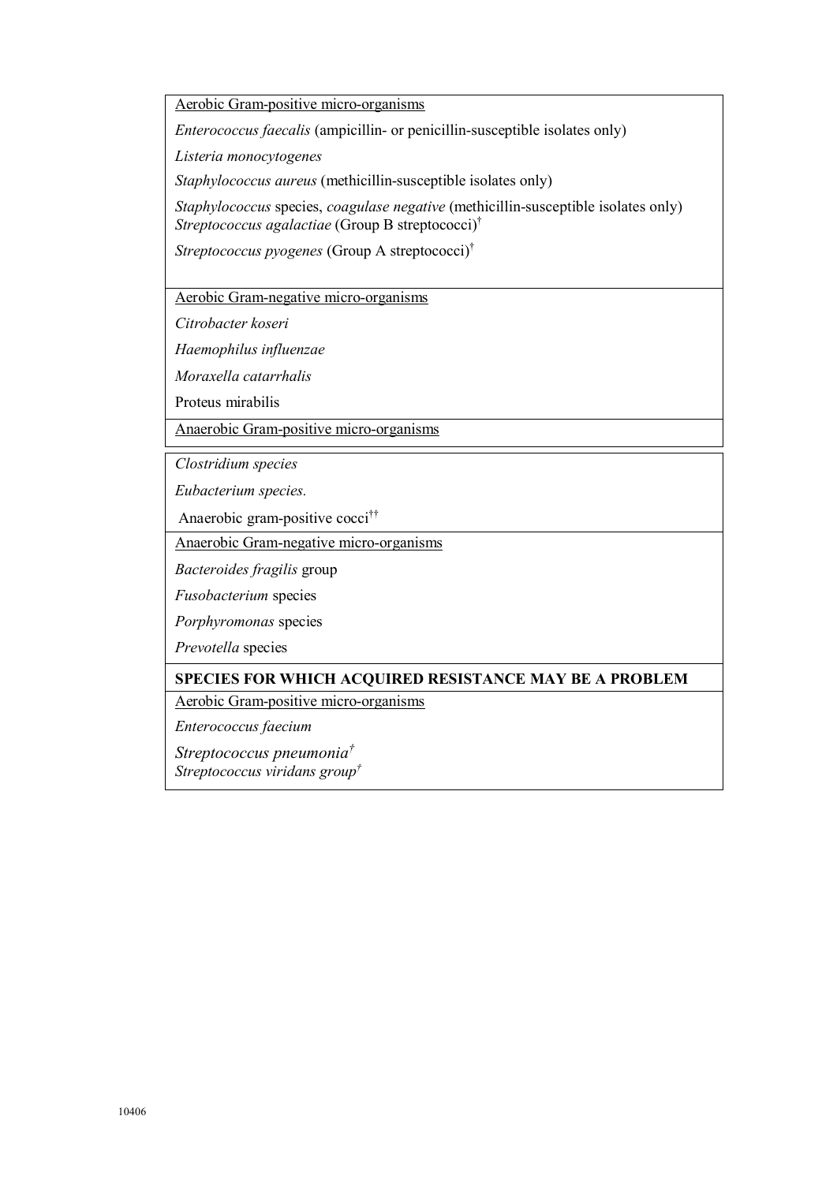| |
|---|
| Aerobic Gram-positive micro-organisms |
| *Enterococcus faecalis* (ampicillin- or penicillin-susceptible isolates only) |
| *Listeria monocytogenes* |
| *Staphylococcus aureus* (methicillin-susceptible isolates only) |
| *Staphylococcus* species, *coagulase negative* (methicillin-susceptible isolates only) |
| *Streptococcus agalactiae* (Group B streptococci)† |
| *Streptococcus pyogenes* (Group A streptococci)† |
| Aerobic Gram-negative micro-organisms |
| *Citrobacter koseri* |
| *Haemophilus influenzae* |
| *Moraxella catarrhalis* |
| Proteus mirabilis |
| Anaerobic Gram-positive micro-organisms |
| *Clostridium species* |
| *Eubacterium species.* |
| Anaerobic gram-positive cocci†† |
| Anaerobic Gram-negative micro-organisms |
| *Bacteroides fragilis* group |
| *Fusobacterium* species |
| *Porphyromonas* species |
| *Prevotella* species |
| **SPECIES FOR WHICH ACQUIRED RESISTANCE MAY BE A PROBLEM** |
| Aerobic Gram-positive micro-organisms |
| *Enterococcus faecium* |
| *Streptococcus pneumonia†* |
| *Streptococcus viridans group†* |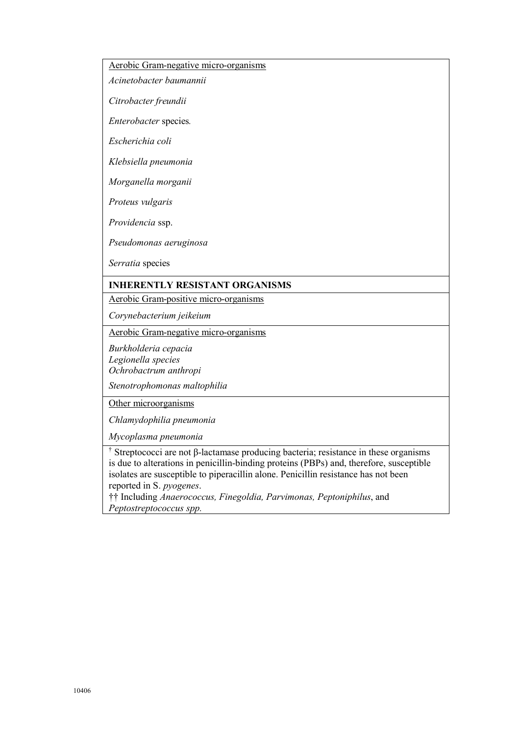| |
|---|
| <u>Aerobic Gram-negative micro-organisms</u> |
| *Acinetobacter baumannii* |
| *Citrobacter freundii* |
| *Enterobacter* species. |
| *Escherichia coli* |
| *Klebsiella pneumonia* |
| *Morganella morganii* |
| *Proteus vulgaris* |
| *Providencia* ssp. |
| *Pseudomonas aeruginosa* |
| *Serratia* species |
| **INHERENTLY RESISTANT ORGANISMS** |
| <u>Aerobic Gram-positive micro-organisms</u> |
| *Corynebacterium jeikeium* |
| <u>Aerobic Gram-negative micro-organisms</u> |
| *Burkholderia cepacia*<br>*Legionella species*<br>*Ochrobactrum anthropi*<br>*Stenotrophomonas maltophilia* |
| <u>Other microorganisms</u> |
| *Chlamydophilia pneumonia* |
| *Mycoplasma pneumonia* |
| † Streptococci are not β-lactamase producing bacteria; resistance in these organisms is due to alterations in penicillin-binding proteins (PBPs) and, therefore, susceptible isolates are susceptible to piperacillin alone. Penicillin resistance has not been reported in S. *pyogenes*.<br>†† Including *Anaerococcus, Finegoldia, Parvimonas, Peptoniphilus*, and *Peptostreptococcus spp.* |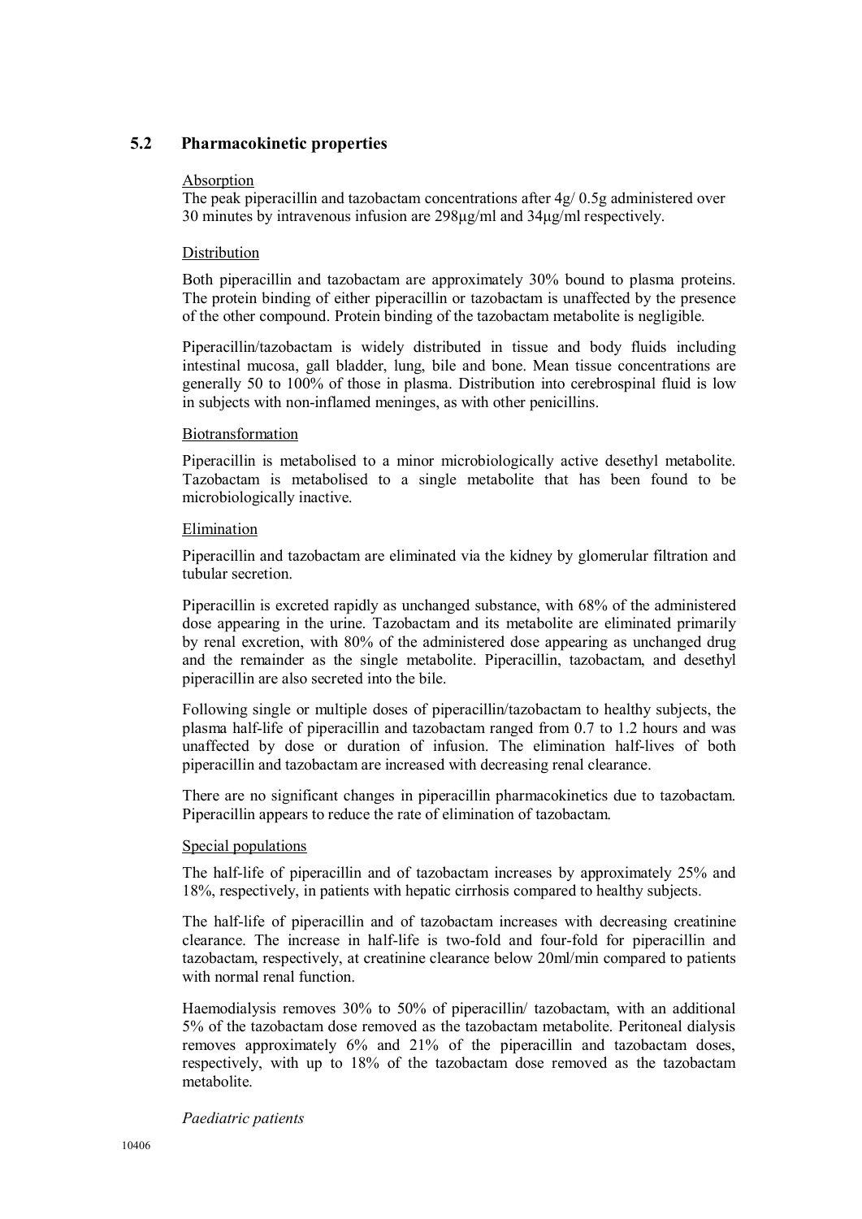## 5.2 Pharmacokinetic properties

Absorption

The peak piperacillin and tazobactam concentrations after 4g/ 0.5g administered over 30 minutes by intravenous infusion are 298μg/ml and 34μg/ml respectively.

Distribution

Both piperacillin and tazobactam are approximately 30% bound to plasma proteins. The protein binding of either piperacillin or tazobactam is unaffected by the presence of the other compound. Protein binding of the tazobactam metabolite is negligible.

Piperacillin/tazobactam is widely distributed in tissue and body fluids including intestinal mucosa, gall bladder, lung, bile and bone. Mean tissue concentrations are generally 50 to 100% of those in plasma. Distribution into cerebrospinal fluid is low in subjects with non-inflamed meninges, as with other penicillins.

Biotransformation

Piperacillin is metabolised to a minor microbiologically active desethyl metabolite. Tazobactam is metabolised to a single metabolite that has been found to be microbiologically inactive.

Elimination

Piperacillin and tazobactam are eliminated via the kidney by glomerular filtration and tubular secretion.

Piperacillin is excreted rapidly as unchanged substance, with 68% of the administered dose appearing in the urine. Tazobactam and its metabolite are eliminated primarily by renal excretion, with 80% of the administered dose appearing as unchanged drug and the remainder as the single metabolite. Piperacillin, tazobactam, and desethyl piperacillin are also secreted into the bile.

Following single or multiple doses of piperacillin/tazobactam to healthy subjects, the plasma half-life of piperacillin and tazobactam ranged from 0.7 to 1.2 hours and was unaffected by dose or duration of infusion. The elimination half-lives of both piperacillin and tazobactam are increased with decreasing renal clearance.

There are no significant changes in piperacillin pharmacokinetics due to tazobactam. Piperacillin appears to reduce the rate of elimination of tazobactam.

Special populations

The half-life of piperacillin and of tazobactam increases by approximately 25% and 18%, respectively, in patients with hepatic cirrhosis compared to healthy subjects.

The half-life of piperacillin and of tazobactam increases with decreasing creatinine clearance. The increase in half-life is two-fold and four-fold for piperacillin and tazobactam, respectively, at creatinine clearance below 20ml/min compared to patients with normal renal function.

Haemodialysis removes 30% to 50% of piperacillin/ tazobactam, with an additional 5% of the tazobactam dose removed as the tazobactam metabolite. Peritoneal dialysis removes approximately 6% and 21% of the piperacillin and tazobactam doses, respectively, with up to 18% of the tazobactam dose removed as the tazobactam metabolite.

*Paediatric patients*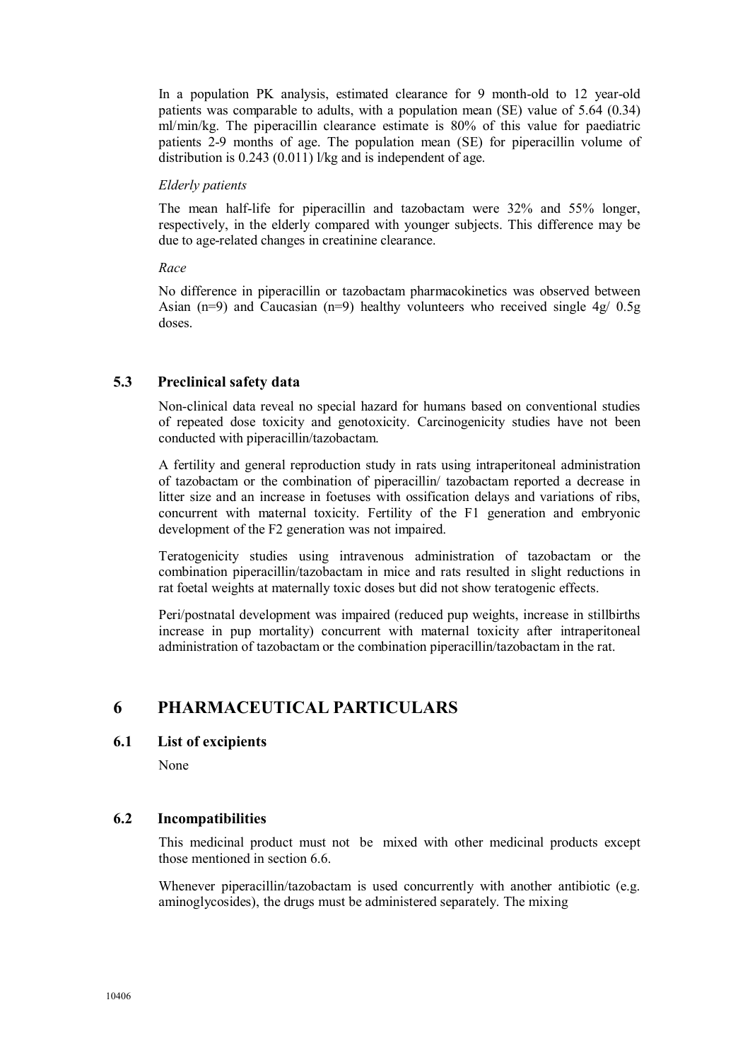In a population PK analysis, estimated clearance for 9 month-old to 12 year-old patients was comparable to adults, with a population mean (SE) value of 5.64 (0.34) ml/min/kg. The piperacillin clearance estimate is 80% of this value for paediatric patients 2-9 months of age. The population mean (SE) for piperacillin volume of distribution is 0.243 (0.011) l/kg and is independent of age.

*Elderly patients*

The mean half-life for piperacillin and tazobactam were 32% and 55% longer, respectively, in the elderly compared with younger subjects. This difference may be due to age-related changes in creatinine clearance.

*Race*

No difference in piperacillin or tazobactam pharmacokinetics was observed between Asian (n=9) and Caucasian (n=9) healthy volunteers who received single 4g/ 0.5g doses.

### 5.3 Preclinical safety data

Non-clinical data reveal no special hazard for humans based on conventional studies of repeated dose toxicity and genotoxicity. Carcinogenicity studies have not been conducted with piperacillin/tazobactam.

A fertility and general reproduction study in rats using intraperitoneal administration of tazobactam or the combination of piperacillin/ tazobactam reported a decrease in litter size and an increase in foetuses with ossification delays and variations of ribs, concurrent with maternal toxicity. Fertility of the F1 generation and embryonic development of the F2 generation was not impaired.

Teratogenicity studies using intravenous administration of tazobactam or the combination piperacillin/tazobactam in mice and rats resulted in slight reductions in rat foetal weights at maternally toxic doses but did not show teratogenic effects.

Peri/postnatal development was impaired (reduced pup weights, increase in stillbirths increase in pup mortality) concurrent with maternal toxicity after intraperitoneal administration of tazobactam or the combination piperacillin/tazobactam in the rat.

## 6 PHARMACEUTICAL PARTICULARS

### 6.1 List of excipients

None

### 6.2 Incompatibilities

This medicinal product must not be mixed with other medicinal products except those mentioned in section 6.6.

Whenever piperacillin/tazobactam is used concurrently with another antibiotic (e.g. aminoglycosides), the drugs must be administered separately. The mixing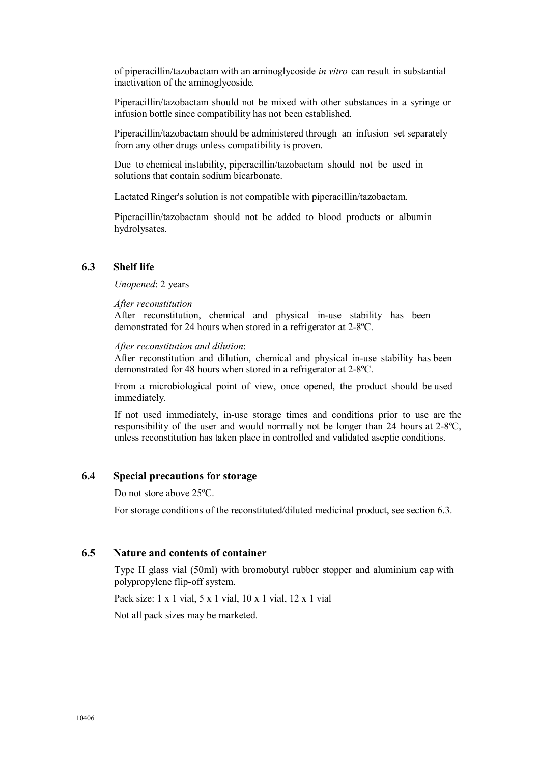of piperacillin/tazobactam with an aminoglycoside *in vitro* can result in substantial inactivation of the aminoglycoside.

Piperacillin/tazobactam should not be mixed with other substances in a syringe or infusion bottle since compatibility has not been established.

Piperacillin/tazobactam should be administered through an infusion set separately from any other drugs unless compatibility is proven.

Due to chemical instability, piperacillin/tazobactam should not be used in solutions that contain sodium bicarbonate.

Lactated Ringer's solution is not compatible with piperacillin/tazobactam.

Piperacillin/tazobactam should not be added to blood products or albumin hydrolysates.

### 6.3 Shelf life

*Unopened*: 2 years

*After reconstitution*
After reconstitution, chemical and physical in-use stability has been demonstrated for 24 hours when stored in a refrigerator at 2-8ºC.

*After reconstitution and dilution*:
After reconstitution and dilution, chemical and physical in-use stability has been demonstrated for 48 hours when stored in a refrigerator at 2-8ºC.

From a microbiological point of view, once opened, the product should be used immediately.

If not used immediately, in-use storage times and conditions prior to use are the responsibility of the user and would normally not be longer than 24 hours at 2-8ºC, unless reconstitution has taken place in controlled and validated aseptic conditions.

### 6.4 Special precautions for storage

Do not store above 25ºC.

For storage conditions of the reconstituted/diluted medicinal product, see section 6.3.

### 6.5 Nature and contents of container

Type II glass vial (50ml) with bromobutyl rubber stopper and aluminium cap with polypropylene flip-off system.

Pack size: 1 x 1 vial, 5 x 1 vial, 10 x 1 vial, 12 x 1 vial

Not all pack sizes may be marketed.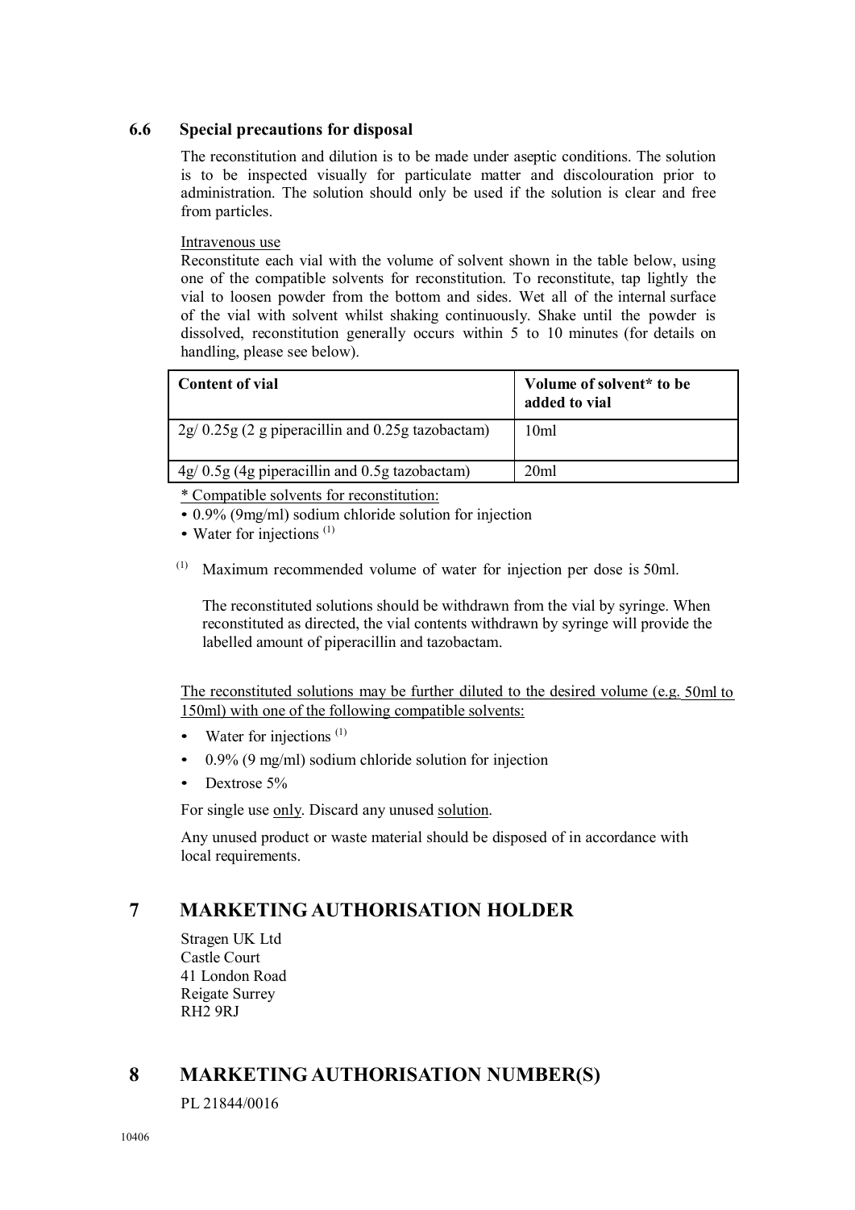### 6.6 Special precautions for disposal

The reconstitution and dilution is to be made under aseptic conditions. The solution is to be inspected visually for particulate matter and discolouration prior to administration. The solution should only be used if the solution is clear and free from particles.

Intravenous use

Reconstitute each vial with the volume of solvent shown in the table below, using one of the compatible solvents for reconstitution. To reconstitute, tap lightly the vial to loosen powder from the bottom and sides. Wet all of the internal surface of the vial with solvent whilst shaking continuously. Shake until the powder is dissolved, reconstitution generally occurs within 5 to 10 minutes (for details on handling, please see below).

| Content of vial | Volume of solvent* to be added to vial |
|---|---|
| 2g/ 0.25g (2 g piperacillin and 0.25g tazobactam) | 10ml |
| 4g/ 0.5g (4g piperacillin and 0.5g tazobactam) | 20ml |

\* Compatible solvents for reconstitution:

- 0.9% (9mg/ml) sodium chloride solution for injection
- Water for injections [(1)]

[(1)] Maximum recommended volume of water for injection per dose is 50ml.

The reconstituted solutions should be withdrawn from the vial by syringe. When reconstituted as directed, the vial contents withdrawn by syringe will provide the labelled amount of piperacillin and tazobactam.

The reconstituted solutions may be further diluted to the desired volume (e.g. 50ml to 150ml) with one of the following compatible solvents:

- Water for injections [(1)]
- 0.9% (9 mg/ml) sodium chloride solution for injection
- Dextrose 5%

For single use only. Discard any unused solution.

Any unused product or waste material should be disposed of in accordance with local requirements.

## 7 MARKETING AUTHORISATION HOLDER

Stragen UK Ltd
Castle Court
41 London Road
Reigate Surrey
RH2 9RJ

## 8 MARKETING AUTHORISATION NUMBER(S)

PL 21844/0016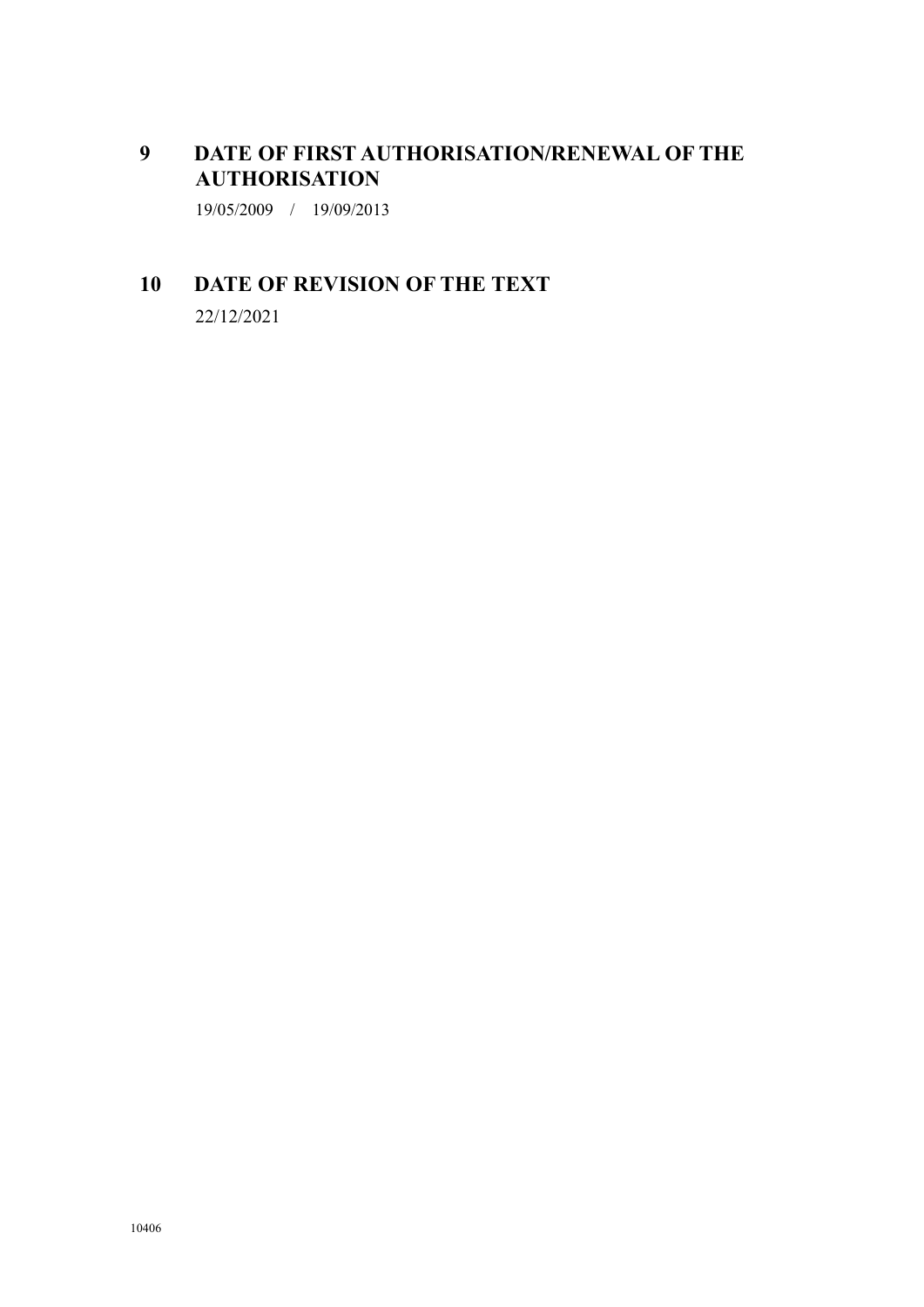## 9 DATE OF FIRST AUTHORISATION/RENEWAL OF THE AUTHORISATION

19/05/2009 / 19/09/2013

## 10 DATE OF REVISION OF THE TEXT

22/12/2021

10406